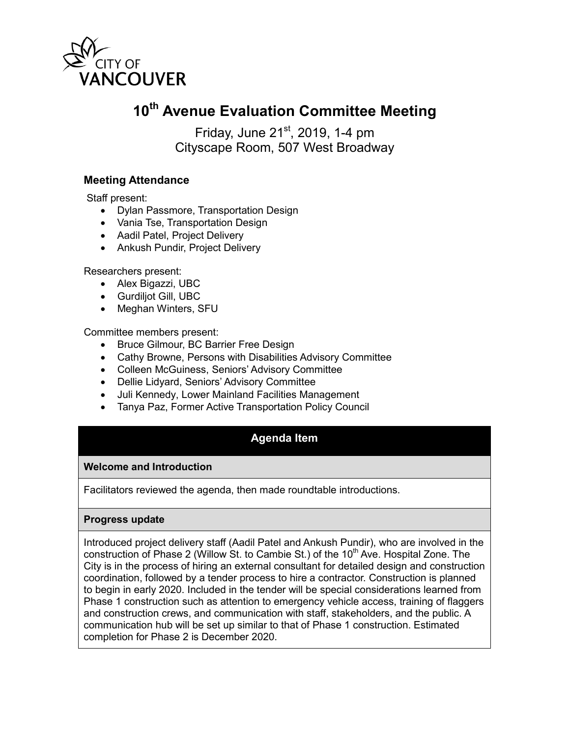# 10th Avenue Evaluation Committee Meeting

Friday, June 21st, 2019, 1-4 pm
Cityscape Room, 507 West Broadway

### Meeting Attendance

Staff present:

- Dylan Passmore, Transportation Design
- Vania Tse, Transportation Design
- Aadil Patel, Project Delivery
- Ankush Pundir, Project Delivery

Researchers present:

- Alex Bigazzi, UBC
- Gurdiljot Gill, UBC
- Meghan Winters, SFU

Committee members present:

- Bruce Gilmour, BC Barrier Free Design
- Cathy Browne, Persons with Disabilities Advisory Committee
- Colleen McGuiness, Seniors' Advisory Committee
- Dellie Lidyard, Seniors' Advisory Committee
- Juli Kennedy, Lower Mainland Facilities Management
- Tanya Paz, Former Active Transportation Policy Council

| Agenda Item |
| --- |
| **Welcome and Introduction** |
| Facilitators reviewed the agenda, then made roundtable introductions. |
| **Progress update** |
| Introduced project delivery staff (Aadil Patel and Ankush Pundir), who are involved in the construction of Phase 2 (Willow St. to Cambie St.) of the 10th Ave. Hospital Zone. The City is in the process of hiring an external consultant for detailed design and construction coordination, followed by a tender process to hire a contractor. Construction is planned to begin in early 2020. Included in the tender will be special considerations learned from Phase 1 construction such as attention to emergency vehicle access, training of flaggers and construction crews, and communication with staff, stakeholders, and the public. A communication hub will be set up similar to that of Phase 1 construction. Estimated completion for Phase 2 is December 2020. |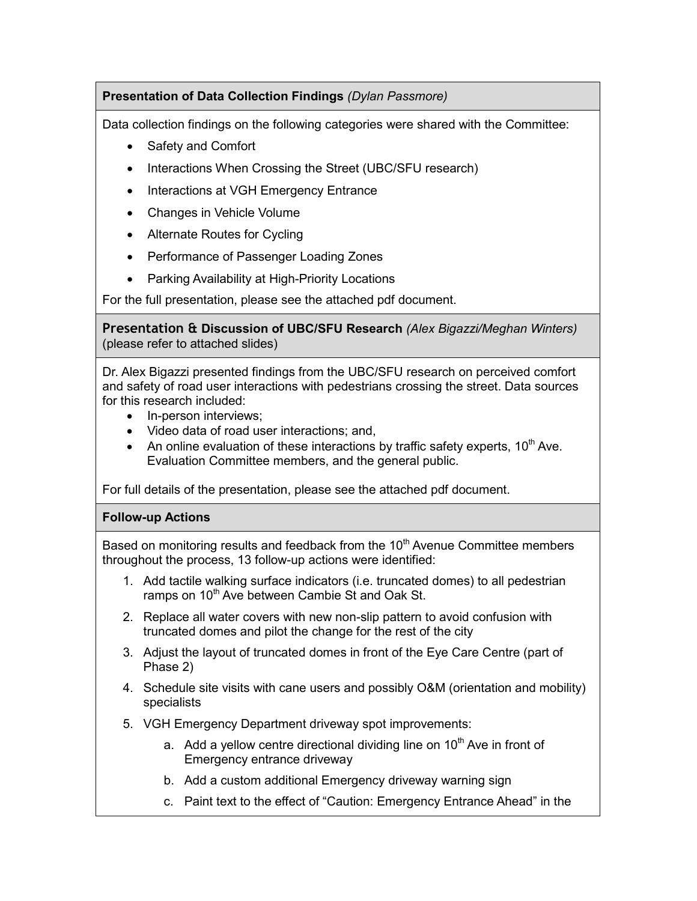**Presentation of Data Collection Findings** *(Dylan Passmore)*

Data collection findings on the following categories were shared with the Committee:

- Safety and Comfort
- Interactions When Crossing the Street (UBC/SFU research)
- Interactions at VGH Emergency Entrance
- Changes in Vehicle Volume
- Alternate Routes for Cycling
- Performance of Passenger Loading Zones
- Parking Availability at High-Priority Locations

For the full presentation, please see the attached pdf document.

**Presentation & Discussion of UBC/SFU Research** *(Alex Bigazzi/Meghan Winters)* (please refer to attached slides)

Dr. Alex Bigazzi presented findings from the UBC/SFU research on perceived comfort and safety of road user interactions with pedestrians crossing the street. Data sources for this research included:

- In-person interviews;
- Video data of road user interactions; and,
- An online evaluation of these interactions by traffic safety experts, 10th Ave. Evaluation Committee members, and the general public.

For full details of the presentation, please see the attached pdf document.

**Follow-up Actions**

Based on monitoring results and feedback from the 10th Avenue Committee members throughout the process, 13 follow-up actions were identified:

1. Add tactile walking surface indicators (i.e. truncated domes) to all pedestrian ramps on 10th Ave between Cambie St and Oak St.
2. Replace all water covers with new non-slip pattern to avoid confusion with truncated domes and pilot the change for the rest of the city
3. Adjust the layout of truncated domes in front of the Eye Care Centre (part of Phase 2)
4. Schedule site visits with cane users and possibly O&M (orientation and mobility) specialists
5. VGH Emergency Department driveway spot improvements:
    a. Add a yellow centre directional dividing line on 10th Ave in front of Emergency entrance driveway
    b. Add a custom additional Emergency driveway warning sign
    c. Paint text to the effect of “Caution: Emergency Entrance Ahead” in the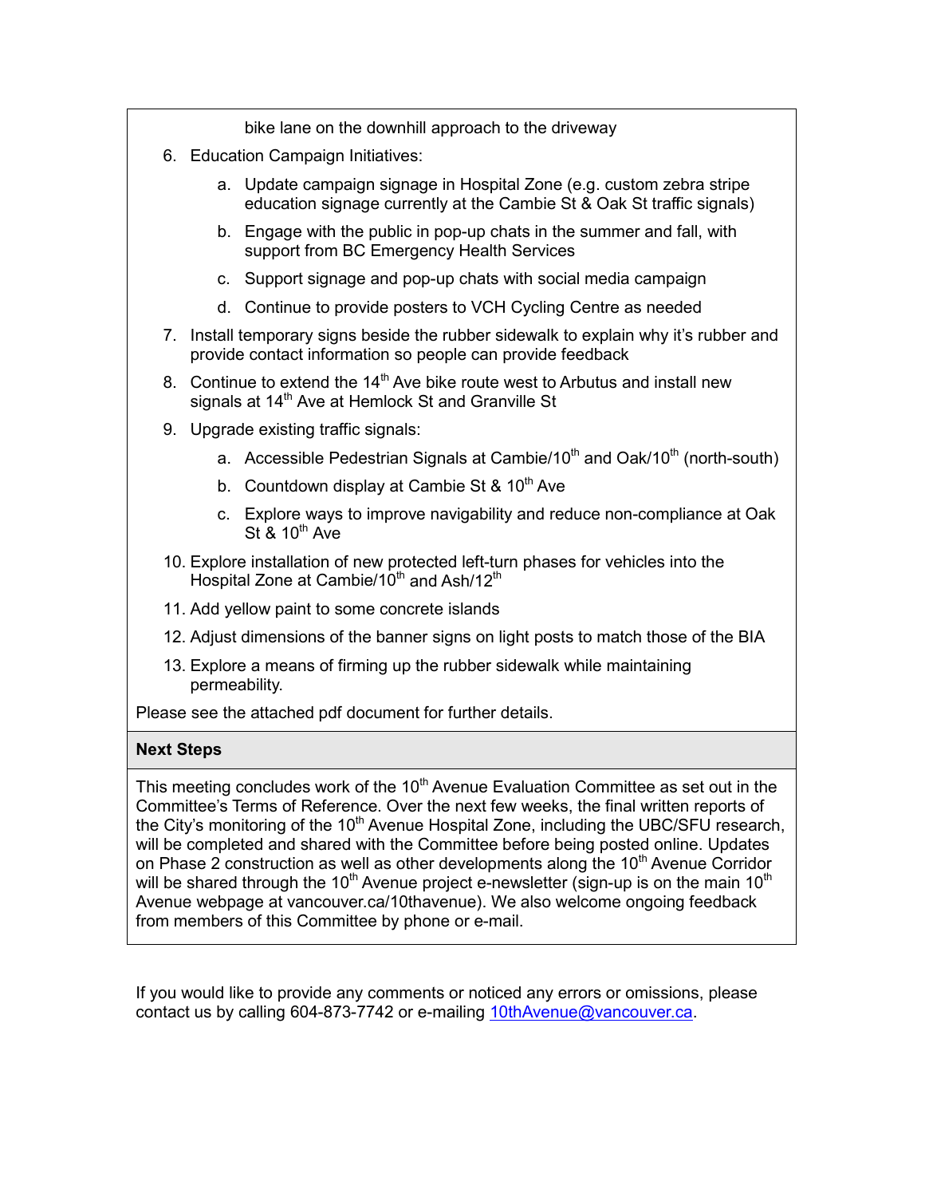bike lane on the downhill approach to the driveway

6. Education Campaign Initiatives:
    a. Update campaign signage in Hospital Zone (e.g. custom zebra stripe education signage currently at the Cambie St & Oak St traffic signals)
    b. Engage with the public in pop-up chats in the summer and fall, with support from BC Emergency Health Services
    c. Support signage and pop-up chats with social media campaign
    d. Continue to provide posters to VCH Cycling Centre as needed
7. Install temporary signs beside the rubber sidewalk to explain why it's rubber and provide contact information so people can provide feedback
8. Continue to extend the 14th Ave bike route west to Arbutus and install new signals at 14th Ave at Hemlock St and Granville St
9. Upgrade existing traffic signals:
    a. Accessible Pedestrian Signals at Cambie/10th and Oak/10th (north-south)
    b. Countdown display at Cambie St & 10th Ave
    c. Explore ways to improve navigability and reduce non-compliance at Oak St & 10th Ave
10. Explore installation of new protected left-turn phases for vehicles into the Hospital Zone at Cambie/10th and Ash/12th
11. Add yellow paint to some concrete islands
12. Adjust dimensions of the banner signs on light posts to match those of the BIA
13. Explore a means of firming up the rubber sidewalk while maintaining permeability.

Please see the attached pdf document for further details.

**Next Steps**

This meeting concludes work of the 10th Avenue Evaluation Committee as set out in the Committee's Terms of Reference. Over the next few weeks, the final written reports of the City's monitoring of the 10th Avenue Hospital Zone, including the UBC/SFU research, will be completed and shared with the Committee before being posted online. Updates on Phase 2 construction as well as other developments along the 10th Avenue Corridor will be shared through the 10th Avenue project e-newsletter (sign-up is on the main 10th Avenue webpage at vancouver.ca/10thavenue). We also welcome ongoing feedback from members of this Committee by phone or e-mail.

If you would like to provide any comments or noticed any errors or omissions, please contact us by calling 604-873-7742 or e-mailing [10thAvenue@vancouver.ca](mailto:10thAvenue@vancouver.ca).